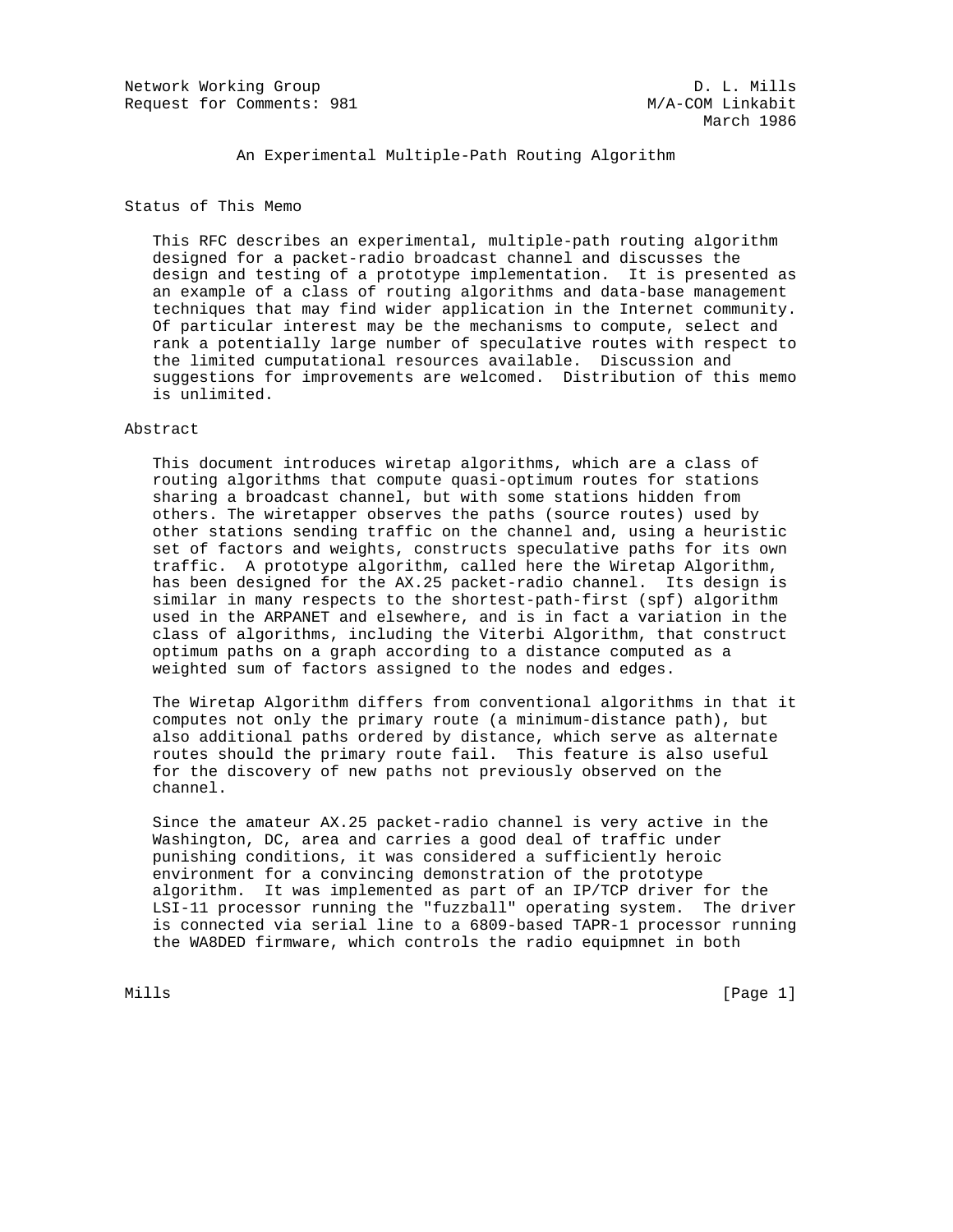Network Working Group D. L. Mills
Request for Comments: 981 M/A-COM Linkabit
March 1986

# An Experimental Multiple-Path Routing Algorithm

## Status of This Memo

This RFC describes an experimental, multiple-path routing algorithm designed for a packet-radio broadcast channel and discusses the design and testing of a prototype implementation. It is presented as an example of a class of routing algorithms and data-base management techniques that may find wider application in the Internet community. Of particular interest may be the mechanisms to compute, select and rank a potentially large number of speculative routes with respect to the limited cumputational resources available. Discussion and suggestions for improvements are welcomed. Distribution of this memo is unlimited.

## Abstract

This document introduces wiretap algorithms, which are a class of routing algorithms that compute quasi-optimum routes for stations sharing a broadcast channel, but with some stations hidden from others. The wiretapper observes the paths (source routes) used by other stations sending traffic on the channel and, using a heuristic set of factors and weights, constructs speculative paths for its own traffic. A prototype algorithm, called here the Wiretap Algorithm, has been designed for the AX.25 packet-radio channel. Its design is similar in many respects to the shortest-path-first (spf) algorithm used in the ARPANET and elsewhere, and is in fact a variation in the class of algorithms, including the Viterbi Algorithm, that construct optimum paths on a graph according to a distance computed as a weighted sum of factors assigned to the nodes and edges.

The Wiretap Algorithm differs from conventional algorithms in that it computes not only the primary route (a minimum-distance path), but also additional paths ordered by distance, which serve as alternate routes should the primary route fail. This feature is also useful for the discovery of new paths not previously observed on the channel.

Since the amateur AX.25 packet-radio channel is very active in the Washington, DC, area and carries a good deal of traffic under punishing conditions, it was considered a sufficiently heroic environment for a convincing demonstration of the prototype algorithm. It was implemented as part of an IP/TCP driver for the LSI-11 processor running the "fuzzball" operating system. The driver is connected via serial line to a 6809-based TAPR-1 processor running the WA8DED firmware, which controls the radio equipmnet in both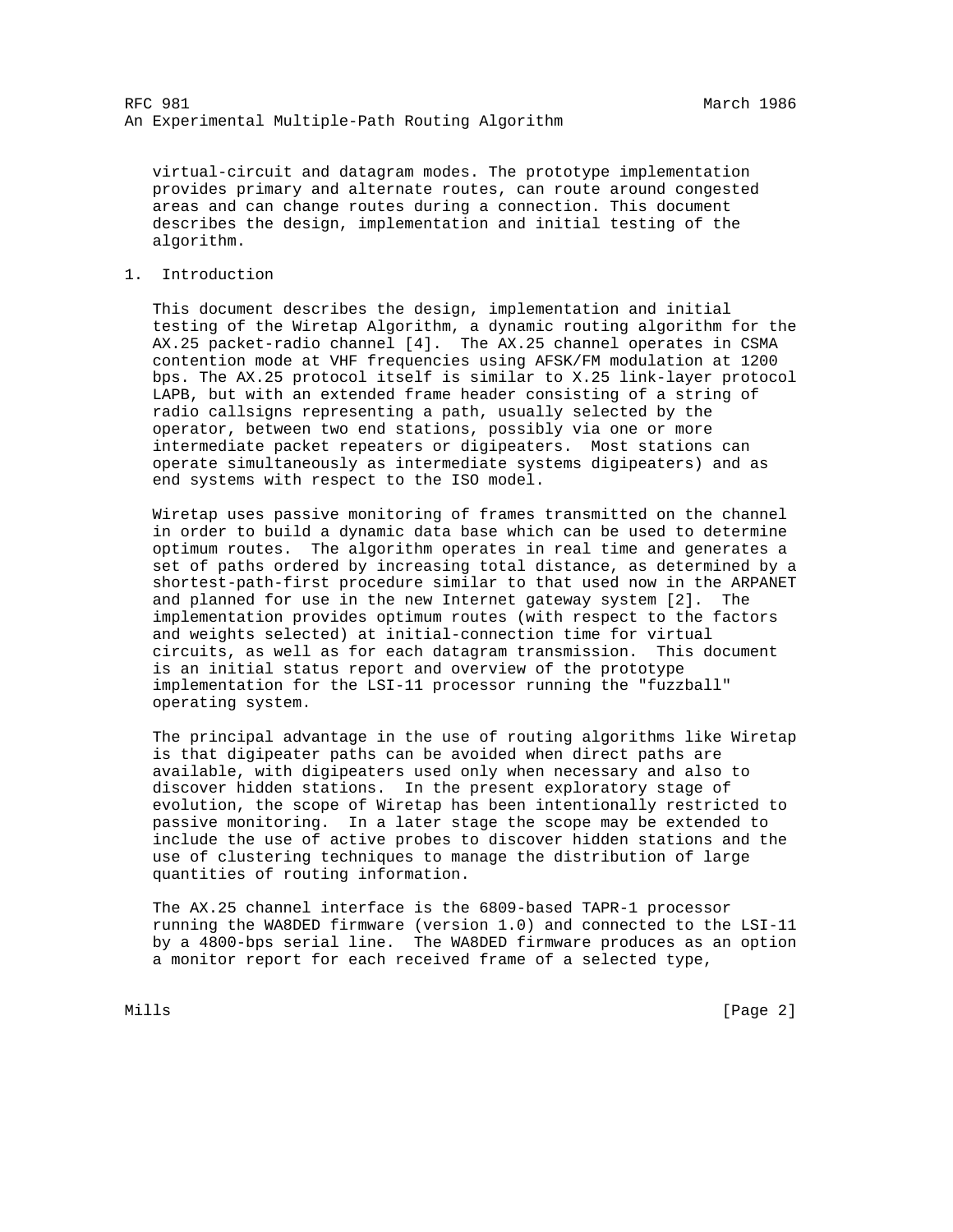virtual-circuit and datagram modes. The prototype implementation provides primary and alternate routes, can route around congested areas and can change routes during a connection. This document describes the design, implementation and initial testing of the algorithm.

## 1. Introduction

This document describes the design, implementation and initial testing of the Wiretap Algorithm, a dynamic routing algorithm for the AX.25 packet-radio channel [4]. The AX.25 channel operates in CSMA contention mode at VHF frequencies using AFSK/FM modulation at 1200 bps. The AX.25 protocol itself is similar to X.25 link-layer protocol LAPB, but with an extended frame header consisting of a string of radio callsigns representing a path, usually selected by the operator, between two end stations, possibly via one or more intermediate packet repeaters or digipeaters. Most stations can operate simultaneously as intermediate systems digipeaters) and as end systems with respect to the ISO model.

Wiretap uses passive monitoring of frames transmitted on the channel in order to build a dynamic data base which can be used to determine optimum routes. The algorithm operates in real time and generates a set of paths ordered by increasing total distance, as determined by a shortest-path-first procedure similar to that used now in the ARPANET and planned for use in the new Internet gateway system [2]. The implementation provides optimum routes (with respect to the factors and weights selected) at initial-connection time for virtual circuits, as well as for each datagram transmission. This document is an initial status report and overview of the prototype implementation for the LSI-11 processor running the "fuzzball" operating system.

The principal advantage in the use of routing algorithms like Wiretap is that digipeater paths can be avoided when direct paths are available, with digipeaters used only when necessary and also to discover hidden stations. In the present exploratory stage of evolution, the scope of Wiretap has been intentionally restricted to passive monitoring. In a later stage the scope may be extended to include the use of active probes to discover hidden stations and the use of clustering techniques to manage the distribution of large quantities of routing information.

The AX.25 channel interface is the 6809-based TAPR-1 processor running the WA8DED firmware (version 1.0) and connected to the LSI-11 by a 4800-bps serial line. The WA8DED firmware produces as an option a monitor report for each received frame of a selected type,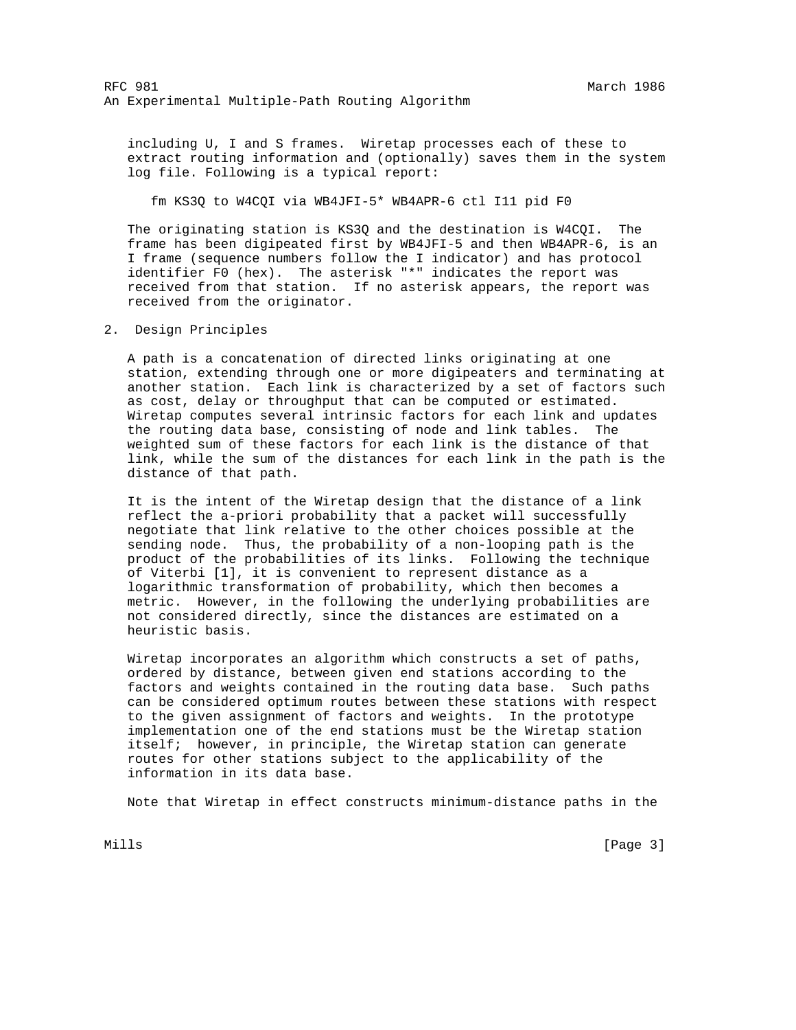including U, I and S frames. Wiretap processes each of these to extract routing information and (optionally) saves them in the system log file. Following is a typical report:

```
fm KS3Q to W4CQI via WB4JFI-5* WB4APR-6 ctl I11 pid F0
```

The originating station is KS3Q and the destination is W4CQI. The frame has been digipeated first by WB4JFI-5 and then WB4APR-6, is an I frame (sequence numbers follow the I indicator) and has protocol identifier F0 (hex). The asterisk "*" indicates the report was received from that station. If no asterisk appears, the report was received from the originator.

## 2. Design Principles

A path is a concatenation of directed links originating at one station, extending through one or more digipeaters and terminating at another station. Each link is characterized by a set of factors such as cost, delay or throughput that can be computed or estimated. Wiretap computes several intrinsic factors for each link and updates the routing data base, consisting of node and link tables. The weighted sum of these factors for each link is the distance of that link, while the sum of the distances for each link in the path is the distance of that path.

It is the intent of the Wiretap design that the distance of a link reflect the a-priori probability that a packet will successfully negotiate that link relative to the other choices possible at the sending node. Thus, the probability of a non-looping path is the product of the probabilities of its links. Following the technique of Viterbi [1], it is convenient to represent distance as a logarithmic transformation of probability, which then becomes a metric. However, in the following the underlying probabilities are not considered directly, since the distances are estimated on a heuristic basis.

Wiretap incorporates an algorithm which constructs a set of paths, ordered by distance, between given end stations according to the factors and weights contained in the routing data base. Such paths can be considered optimum routes between these stations with respect to the given assignment of factors and weights. In the prototype implementation one of the end stations must be the Wiretap station itself; however, in principle, the Wiretap station can generate routes for other stations subject to the applicability of the information in its data base.

Note that Wiretap in effect constructs minimum-distance paths in the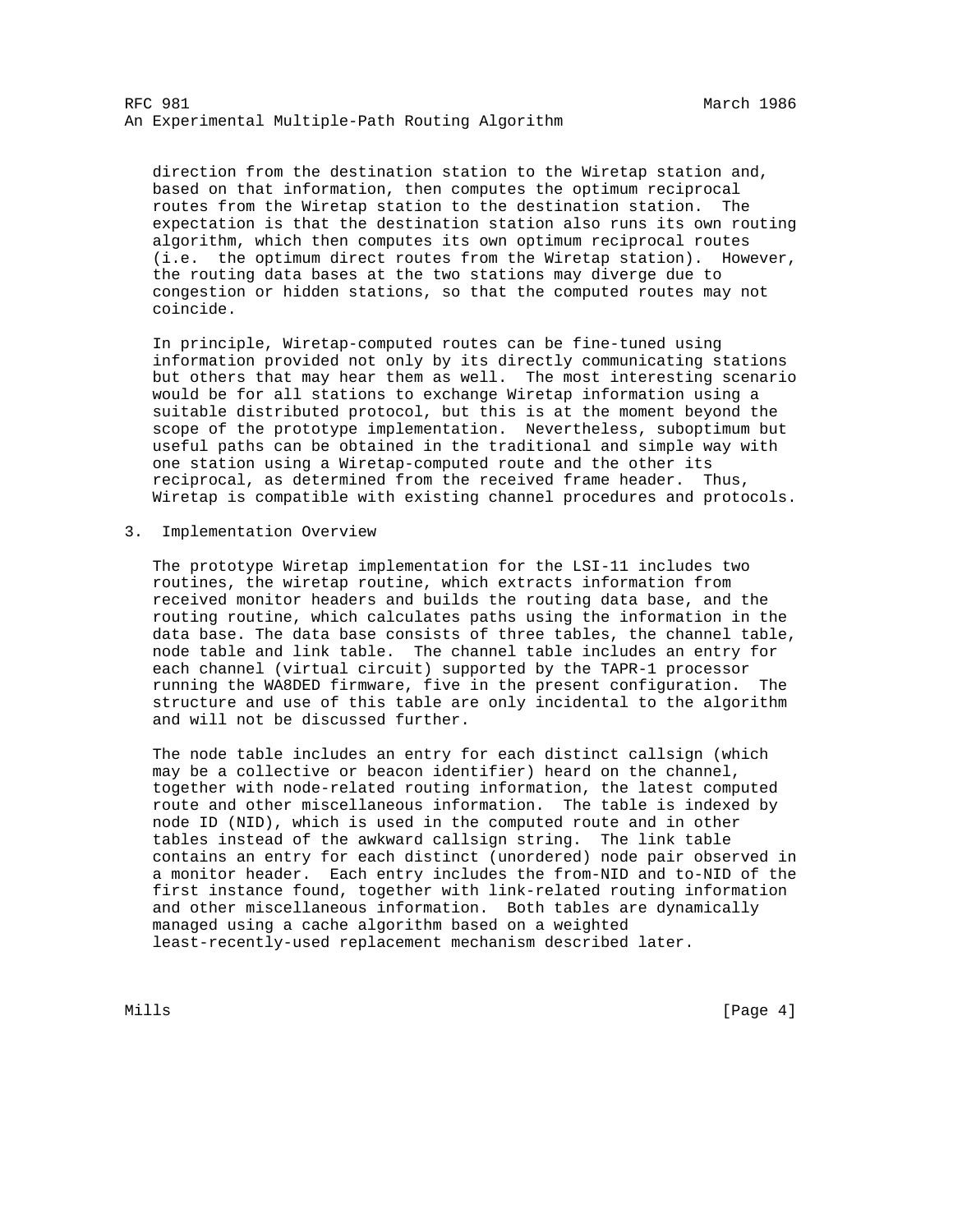direction from the destination station to the Wiretap station and, based on that information, then computes the optimum reciprocal routes from the Wiretap station to the destination station. The expectation is that the destination station also runs its own routing algorithm, which then computes its own optimum reciprocal routes (i.e. the optimum direct routes from the Wiretap station). However, the routing data bases at the two stations may diverge due to congestion or hidden stations, so that the computed routes may not coincide.

In principle, Wiretap-computed routes can be fine-tuned using information provided not only by its directly communicating stations but others that may hear them as well. The most interesting scenario would be for all stations to exchange Wiretap information using a suitable distributed protocol, but this is at the moment beyond the scope of the prototype implementation. Nevertheless, suboptimum but useful paths can be obtained in the traditional and simple way with one station using a Wiretap-computed route and the other its reciprocal, as determined from the received frame header. Thus, Wiretap is compatible with existing channel procedures and protocols.

## 3. Implementation Overview

The prototype Wiretap implementation for the LSI-11 includes two routines, the wiretap routine, which extracts information from received monitor headers and builds the routing data base, and the routing routine, which calculates paths using the information in the data base. The data base consists of three tables, the channel table, node table and link table. The channel table includes an entry for each channel (virtual circuit) supported by the TAPR-1 processor running the WA8DED firmware, five in the present configuration. The structure and use of this table are only incidental to the algorithm and will not be discussed further.

The node table includes an entry for each distinct callsign (which may be a collective or beacon identifier) heard on the channel, together with node-related routing information, the latest computed route and other miscellaneous information. The table is indexed by node ID (NID), which is used in the computed route and in other tables instead of the awkward callsign string. The link table contains an entry for each distinct (unordered) node pair observed in a monitor header. Each entry includes the from-NID and to-NID of the first instance found, together with link-related routing information and other miscellaneous information. Both tables are dynamically managed using a cache algorithm based on a weighted least-recently-used replacement mechanism described later.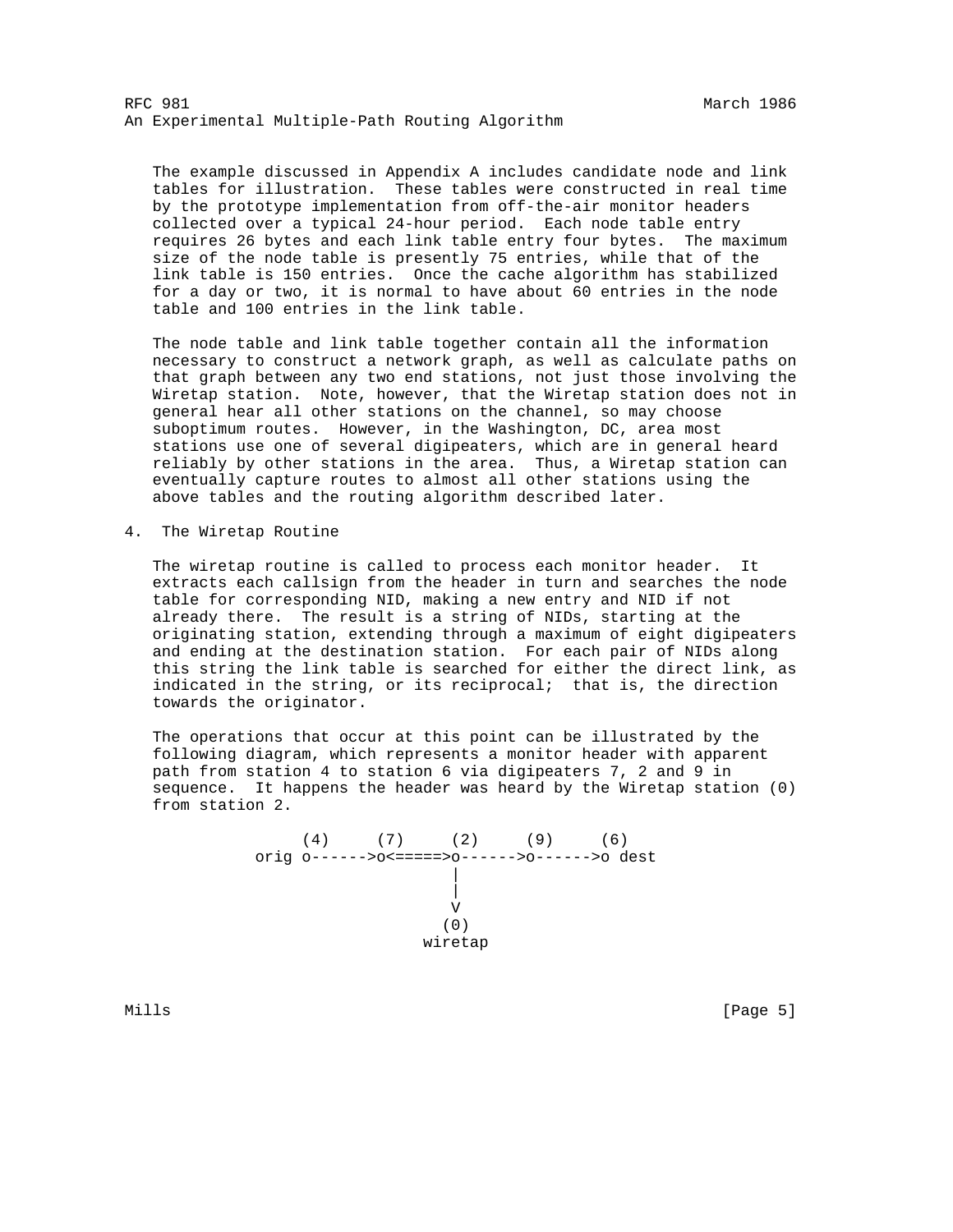The example discussed in Appendix A includes candidate node and link tables for illustration. These tables were constructed in real time by the prototype implementation from off-the-air monitor headers collected over a typical 24-hour period. Each node table entry requires 26 bytes and each link table entry four bytes. The maximum size of the node table is presently 75 entries, while that of the link table is 150 entries. Once the cache algorithm has stabilized for a day or two, it is normal to have about 60 entries in the node table and 100 entries in the link table.

The node table and link table together contain all the information necessary to construct a network graph, as well as calculate paths on that graph between any two end stations, not just those involving the Wiretap station. Note, however, that the Wiretap station does not in general hear all other stations on the channel, so may choose suboptimum routes. However, in the Washington, DC, area most stations use one of several digipeaters, which are in general heard reliably by other stations in the area. Thus, a Wiretap station can eventually capture routes to almost all other stations using the above tables and the routing algorithm described later.

## 4. The Wiretap Routine

The wiretap routine is called to process each monitor header. It extracts each callsign from the header in turn and searches the node table for corresponding NID, making a new entry and NID if not already there. The result is a string of NIDs, starting at the originating station, extending through a maximum of eight digipeaters and ending at the destination station. For each pair of NIDs along this string the link table is searched for either the direct link, as indicated in the string, or its reciprocal; that is, the direction towards the originator.

The operations that occur at this point can be illustrated by the following diagram, which represents a monitor header with apparent path from station 4 to station 6 via digipeaters 7, 2 and 9 in sequence. It happens the header was heard by the Wiretap station (0) from station 2.

```
          (4)     (7)     (2)     (9)     (6)
     orig o------>o<=====>o------>o------>o dest
                          |
                          |
                          V
                         (0)
                       wiretap
```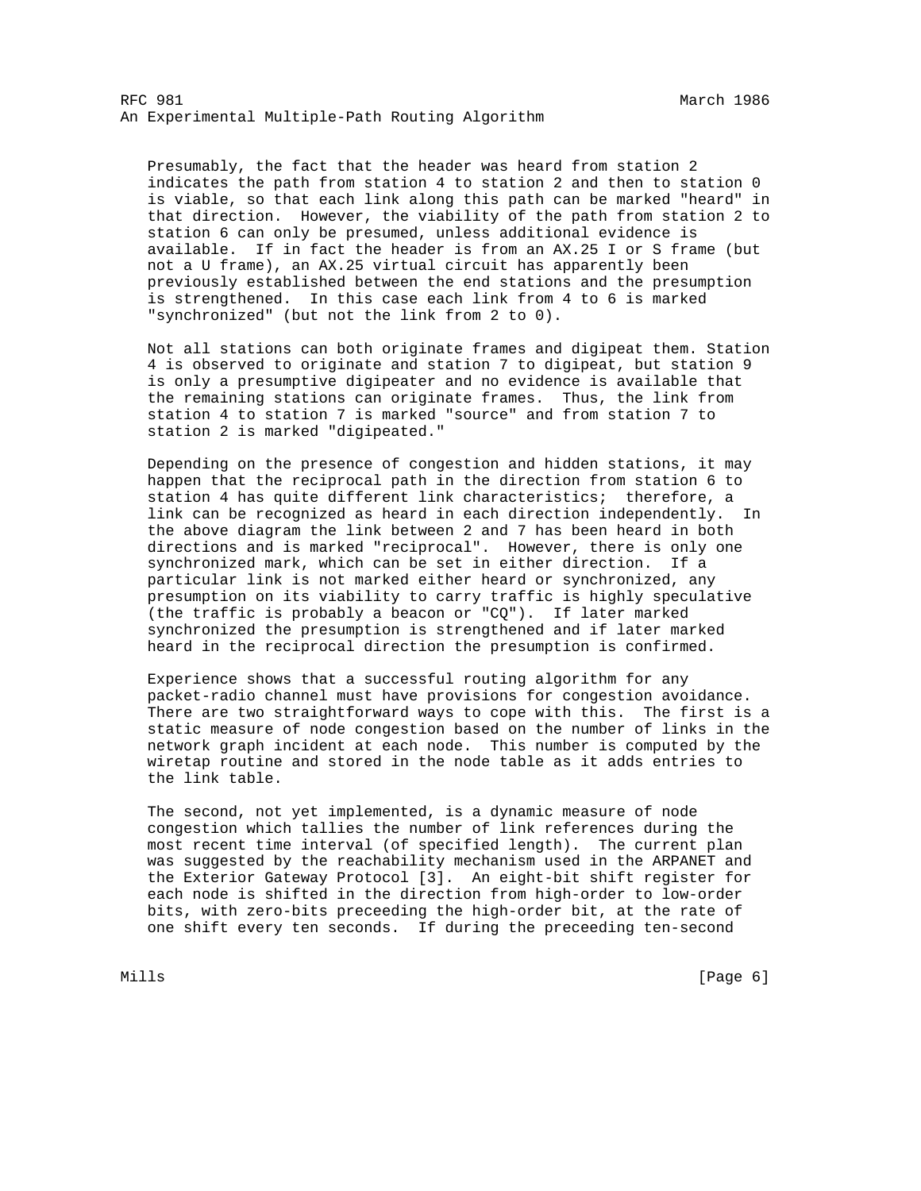Presumably, the fact that the header was heard from station 2 indicates the path from station 4 to station 2 and then to station 0 is viable, so that each link along this path can be marked "heard" in that direction. However, the viability of the path from station 2 to station 6 can only be presumed, unless additional evidence is available. If in fact the header is from an AX.25 I or S frame (but not a U frame), an AX.25 virtual circuit has apparently been previously established between the end stations and the presumption is strengthened. In this case each link from 4 to 6 is marked "synchronized" (but not the link from 2 to 0).

Not all stations can both originate frames and digipeat them. Station 4 is observed to originate and station 7 to digipeat, but station 9 is only a presumptive digipeater and no evidence is available that the remaining stations can originate frames. Thus, the link from station 4 to station 7 is marked "source" and from station 7 to station 2 is marked "digipeated."

Depending on the presence of congestion and hidden stations, it may happen that the reciprocal path in the direction from station 6 to station 4 has quite different link characteristics; therefore, a link can be recognized as heard in each direction independently. In the above diagram the link between 2 and 7 has been heard in both directions and is marked "reciprocal". However, there is only one synchronized mark, which can be set in either direction. If a particular link is not marked either heard or synchronized, any presumption on its viability to carry traffic is highly speculative (the traffic is probably a beacon or "CQ"). If later marked synchronized the presumption is strengthened and if later marked heard in the reciprocal direction the presumption is confirmed.

Experience shows that a successful routing algorithm for any packet-radio channel must have provisions for congestion avoidance. There are two straightforward ways to cope with this. The first is a static measure of node congestion based on the number of links in the network graph incident at each node. This number is computed by the wiretap routine and stored in the node table as it adds entries to the link table.

The second, not yet implemented, is a dynamic measure of node congestion which tallies the number of link references during the most recent time interval (of specified length). The current plan was suggested by the reachability mechanism used in the ARPANET and the Exterior Gateway Protocol [3]. An eight-bit shift register for each node is shifted in the direction from high-order to low-order bits, with zero-bits preceeding the high-order bit, at the rate of one shift every ten seconds. If during the preceeding ten-second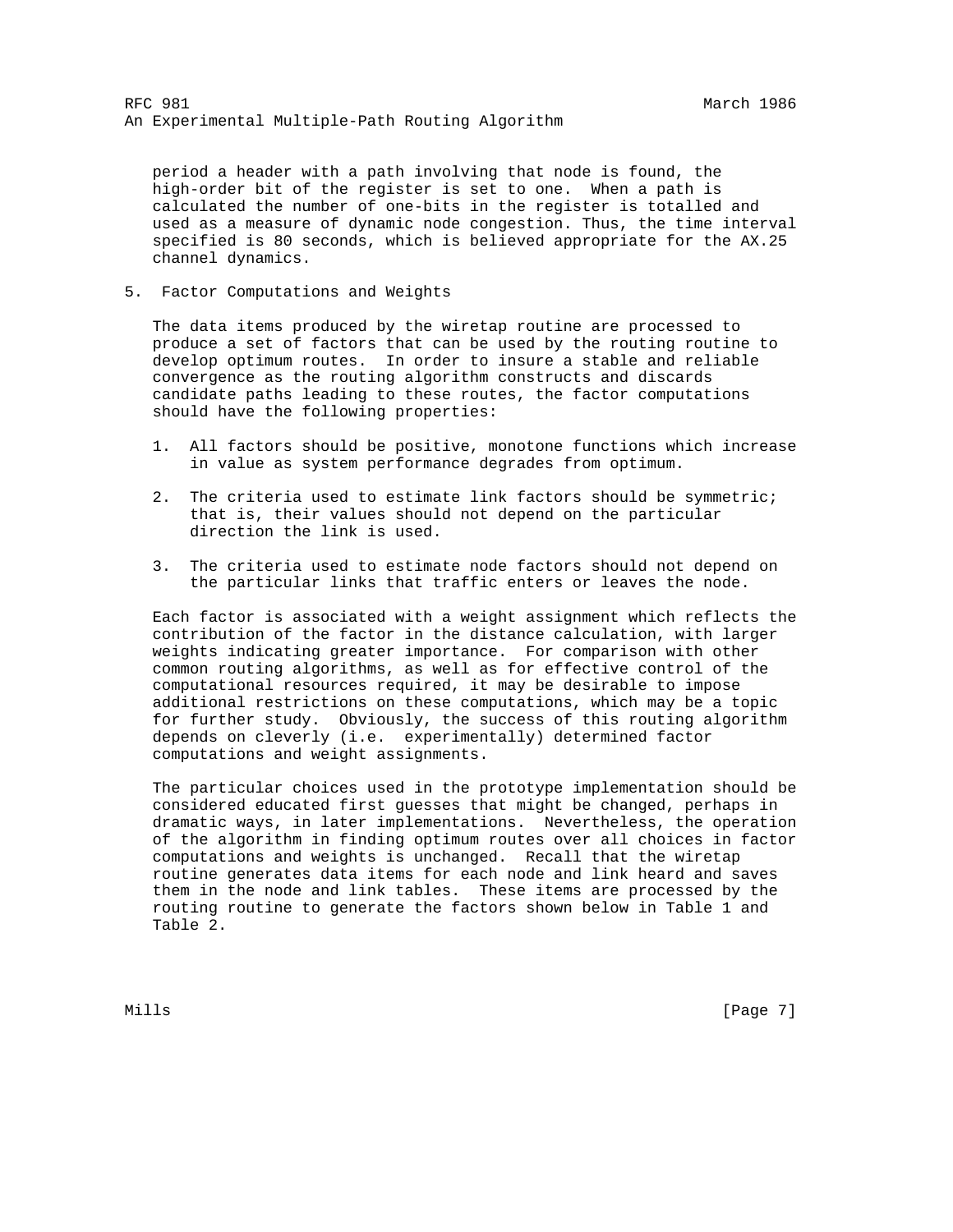period a header with a path involving that node is found, the high-order bit of the register is set to one. When a path is calculated the number of one-bits in the register is totalled and used as a measure of dynamic node congestion. Thus, the time interval specified is 80 seconds, which is believed appropriate for the AX.25 channel dynamics.

## 5. Factor Computations and Weights

The data items produced by the wiretap routine are processed to produce a set of factors that can be used by the routing routine to develop optimum routes. In order to insure a stable and reliable convergence as the routing algorithm constructs and discards candidate paths leading to these routes, the factor computations should have the following properties:

1. All factors should be positive, monotone functions which increase in value as system performance degrades from optimum.
2. The criteria used to estimate link factors should be symmetric; that is, their values should not depend on the particular direction the link is used.
3. The criteria used to estimate node factors should not depend on the particular links that traffic enters or leaves the node.

Each factor is associated with a weight assignment which reflects the contribution of the factor in the distance calculation, with larger weights indicating greater importance. For comparison with other common routing algorithms, as well as for effective control of the computational resources required, it may be desirable to impose additional restrictions on these computations, which may be a topic for further study. Obviously, the success of this routing algorithm depends on cleverly (i.e. experimentally) determined factor computations and weight assignments.

The particular choices used in the prototype implementation should be considered educated first guesses that might be changed, perhaps in dramatic ways, in later implementations. Nevertheless, the operation of the algorithm in finding optimum routes over all choices in factor computations and weights is unchanged. Recall that the wiretap routine generates data items for each node and link heard and saves them in the node and link tables. These items are processed by the routing routine to generate the factors shown below in Table 1 and Table 2.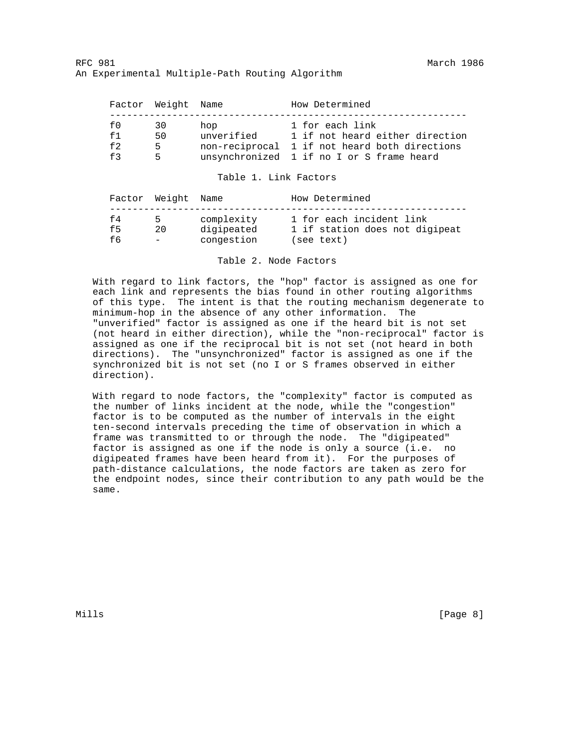| Factor | Weight | Name | How Determined |
|---|---|---|---|
| f0 | 30 | hop | 1 for each link |
| f1 | 50 | unverified | 1 if not heard either direction |
| f2 | 5 | non-reciprocal | 1 if not heard both directions |
| f3 | 5 | unsynchronized | 1 if no I or S frame heard |

Table 1. Link Factors

| Factor | Weight | Name | How Determined |
|---|---|---|---|
| f4 | 5 | complexity | 1 for each incident link |
| f5 | 20 | digipeated | 1 if station does not digipeat |
| f6 | - | congestion | (see text) |

Table 2. Node Factors

With regard to link factors, the "hop" factor is assigned as one for each link and represents the bias found in other routing algorithms of this type. The intent is that the routing mechanism degenerate to minimum-hop in the absence of any other information. The "unverified" factor is assigned as one if the heard bit is not set (not heard in either direction), while the "non-reciprocal" factor is assigned as one if the reciprocal bit is not set (not heard in both directions). The "unsynchronized" factor is assigned as one if the synchronized bit is not set (no I or S frames observed in either direction).

With regard to node factors, the "complexity" factor is computed as the number of links incident at the node, while the "congestion" factor is to be computed as the number of intervals in the eight ten-second intervals preceding the time of observation in which a frame was transmitted to or through the node. The "digipeated" factor is assigned as one if the node is only a source (i.e. no digipeated frames have been heard from it). For the purposes of path-distance calculations, the node factors are taken as zero for the endpoint nodes, since their contribution to any path would be the same.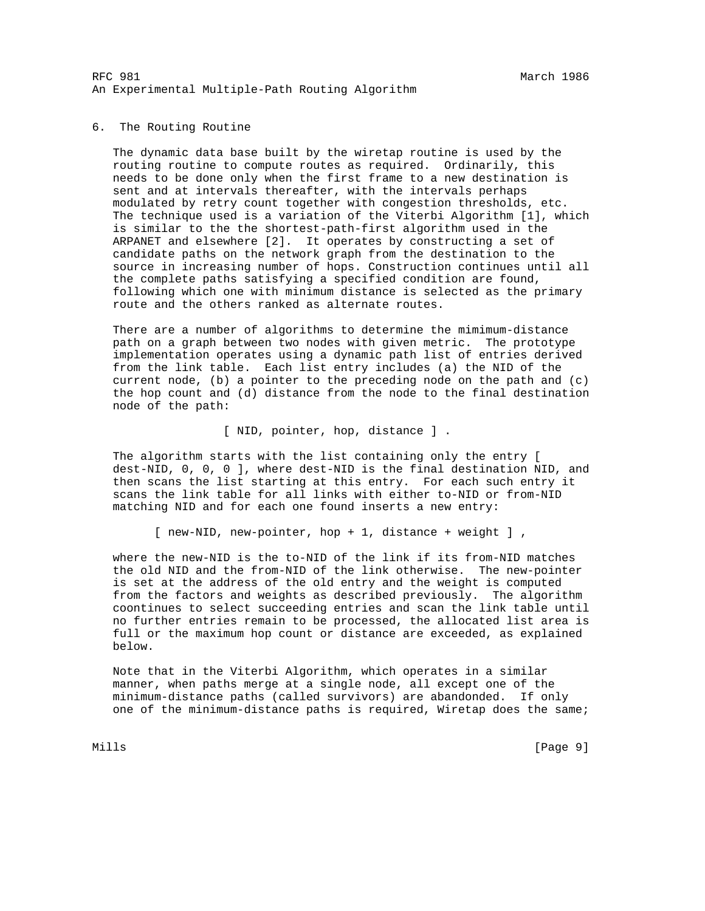## 6. The Routing Routine

The dynamic data base built by the wiretap routine is used by the routing routine to compute routes as required. Ordinarily, this needs to be done only when the first frame to a new destination is sent and at intervals thereafter, with the intervals perhaps modulated by retry count together with congestion thresholds, etc. The technique used is a variation of the Viterbi Algorithm [1], which is similar to the the shortest-path-first algorithm used in the ARPANET and elsewhere [2]. It operates by constructing a set of candidate paths on the network graph from the destination to the source in increasing number of hops. Construction continues until all the complete paths satisfying a specified condition are found, following which one with minimum distance is selected as the primary route and the others ranked as alternate routes.

There are a number of algorithms to determine the mimimum-distance path on a graph between two nodes with given metric. The prototype implementation operates using a dynamic path list of entries derived from the link table. Each list entry includes (a) the NID of the current node, (b) a pointer to the preceding node on the path and (c) the hop count and (d) distance from the node to the final destination node of the path:

```
[ NID, pointer, hop, distance ] .
```

The algorithm starts with the list containing only the entry [ dest-NID, 0, 0, 0 ], where dest-NID is the final destination NID, and then scans the list starting at this entry. For each such entry it scans the link table for all links with either to-NID or from-NID matching NID and for each one found inserts a new entry:

```
[ new-NID, new-pointer, hop + 1, distance + weight ] ,
```

where the new-NID is the to-NID of the link if its from-NID matches the old NID and the from-NID of the link otherwise. The new-pointer is set at the address of the old entry and the weight is computed from the factors and weights as described previously. The algorithm coontinues to select succeeding entries and scan the link table until no further entries remain to be processed, the allocated list area is full or the maximum hop count or distance are exceeded, as explained below.

Note that in the Viterbi Algorithm, which operates in a similar manner, when paths merge at a single node, all except one of the minimum-distance paths (called survivors) are abandonded. If only one of the minimum-distance paths is required, Wiretap does the same;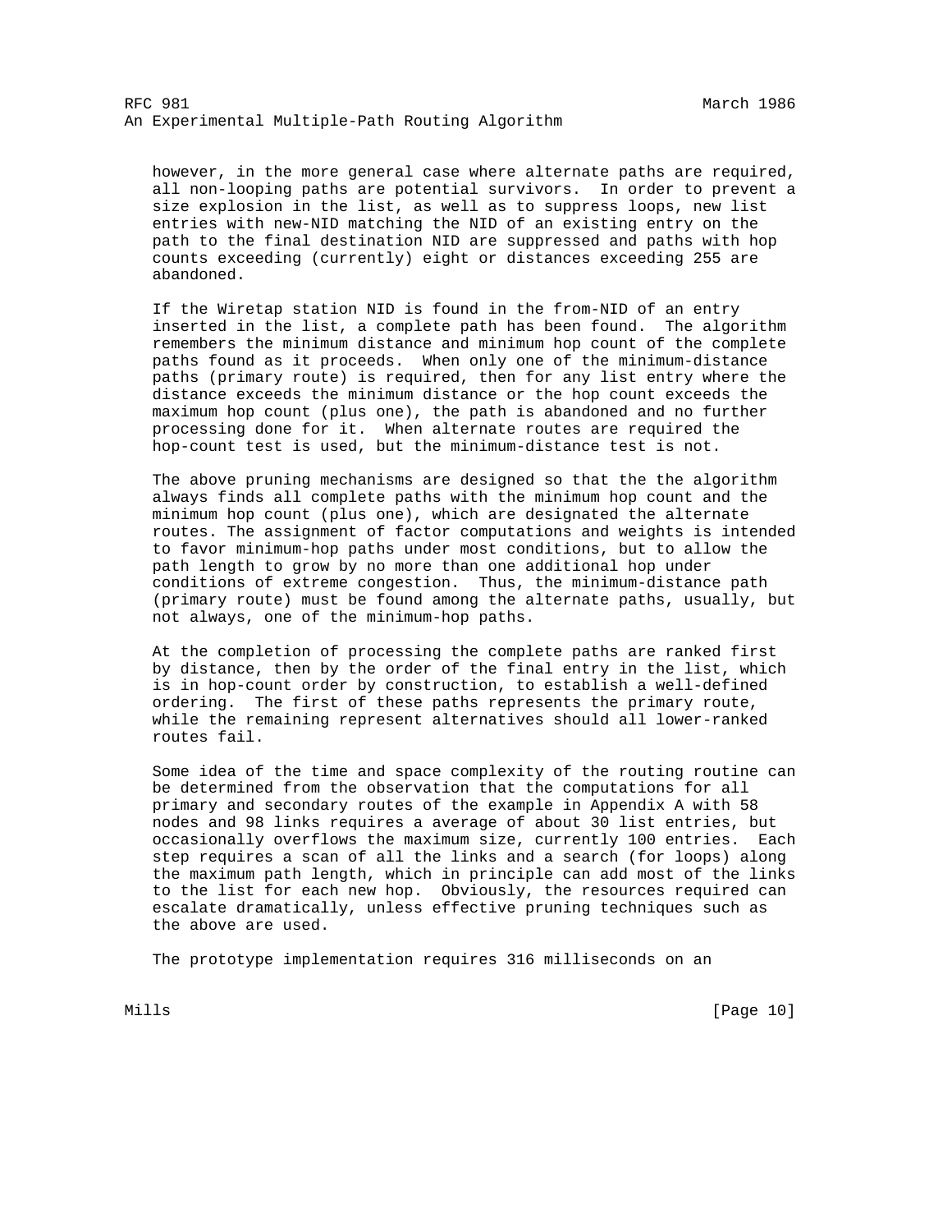however, in the more general case where alternate paths are required, all non-looping paths are potential survivors. In order to prevent a size explosion in the list, as well as to suppress loops, new list entries with new-NID matching the NID of an existing entry on the path to the final destination NID are suppressed and paths with hop counts exceeding (currently) eight or distances exceeding 255 are abandoned.

If the Wiretap station NID is found in the from-NID of an entry inserted in the list, a complete path has been found. The algorithm remembers the minimum distance and minimum hop count of the complete paths found as it proceeds. When only one of the minimum-distance paths (primary route) is required, then for any list entry where the distance exceeds the minimum distance or the hop count exceeds the maximum hop count (plus one), the path is abandoned and no further processing done for it. When alternate routes are required the hop-count test is used, but the minimum-distance test is not.

The above pruning mechanisms are designed so that the the algorithm always finds all complete paths with the minimum hop count and the minimum hop count (plus one), which are designated the alternate routes. The assignment of factor computations and weights is intended to favor minimum-hop paths under most conditions, but to allow the path length to grow by no more than one additional hop under conditions of extreme congestion. Thus, the minimum-distance path (primary route) must be found among the alternate paths, usually, but not always, one of the minimum-hop paths.

At the completion of processing the complete paths are ranked first by distance, then by the order of the final entry in the list, which is in hop-count order by construction, to establish a well-defined ordering. The first of these paths represents the primary route, while the remaining represent alternatives should all lower-ranked routes fail.

Some idea of the time and space complexity of the routing routine can be determined from the observation that the computations for all primary and secondary routes of the example in Appendix A with 58 nodes and 98 links requires a average of about 30 list entries, but occasionally overflows the maximum size, currently 100 entries. Each step requires a scan of all the links and a search (for loops) along the maximum path length, which in principle can add most of the links to the list for each new hop. Obviously, the resources required can escalate dramatically, unless effective pruning techniques such as the above are used.

The prototype implementation requires 316 milliseconds on an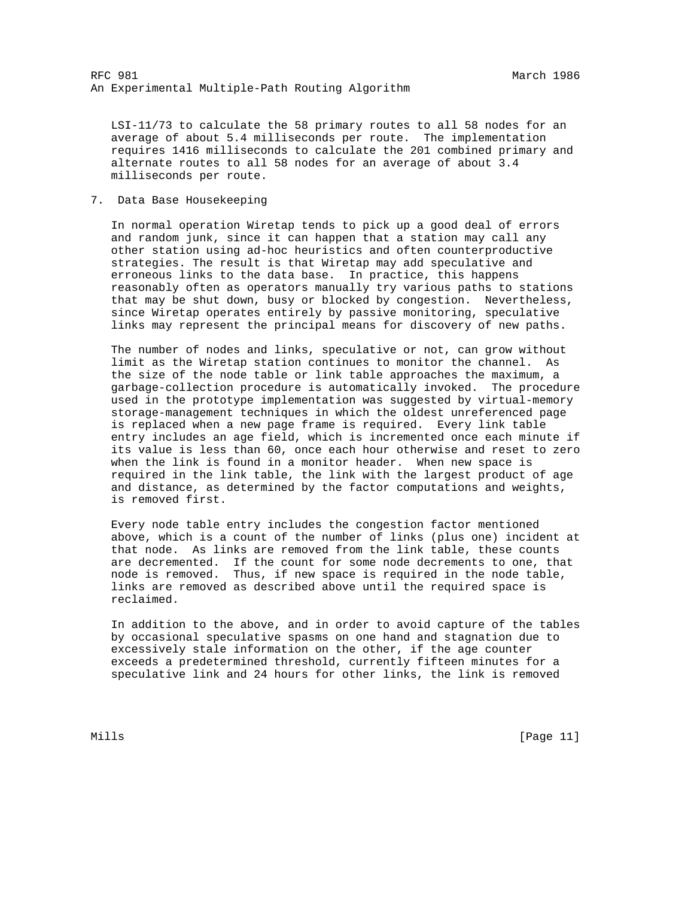LSI-11/73 to calculate the 58 primary routes to all 58 nodes for an average of about 5.4 milliseconds per route. The implementation requires 1416 milliseconds to calculate the 201 combined primary and alternate routes to all 58 nodes for an average of about 3.4 milliseconds per route.

## 7. Data Base Housekeeping

In normal operation Wiretap tends to pick up a good deal of errors and random junk, since it can happen that a station may call any other station using ad-hoc heuristics and often counterproductive strategies. The result is that Wiretap may add speculative and erroneous links to the data base. In practice, this happens reasonably often as operators manually try various paths to stations that may be shut down, busy or blocked by congestion. Nevertheless, since Wiretap operates entirely by passive monitoring, speculative links may represent the principal means for discovery of new paths.

The number of nodes and links, speculative or not, can grow without limit as the Wiretap station continues to monitor the channel. As the size of the node table or link table approaches the maximum, a garbage-collection procedure is automatically invoked. The procedure used in the prototype implementation was suggested by virtual-memory storage-management techniques in which the oldest unreferenced page is replaced when a new page frame is required. Every link table entry includes an age field, which is incremented once each minute if its value is less than 60, once each hour otherwise and reset to zero when the link is found in a monitor header. When new space is required in the link table, the link with the largest product of age and distance, as determined by the factor computations and weights, is removed first.

Every node table entry includes the congestion factor mentioned above, which is a count of the number of links (plus one) incident at that node. As links are removed from the link table, these counts are decremented. If the count for some node decrements to one, that node is removed. Thus, if new space is required in the node table, links are removed as described above until the required space is reclaimed.

In addition to the above, and in order to avoid capture of the tables by occasional speculative spasms on one hand and stagnation due to excessively stale information on the other, if the age counter exceeds a predetermined threshold, currently fifteen minutes for a speculative link and 24 hours for other links, the link is removed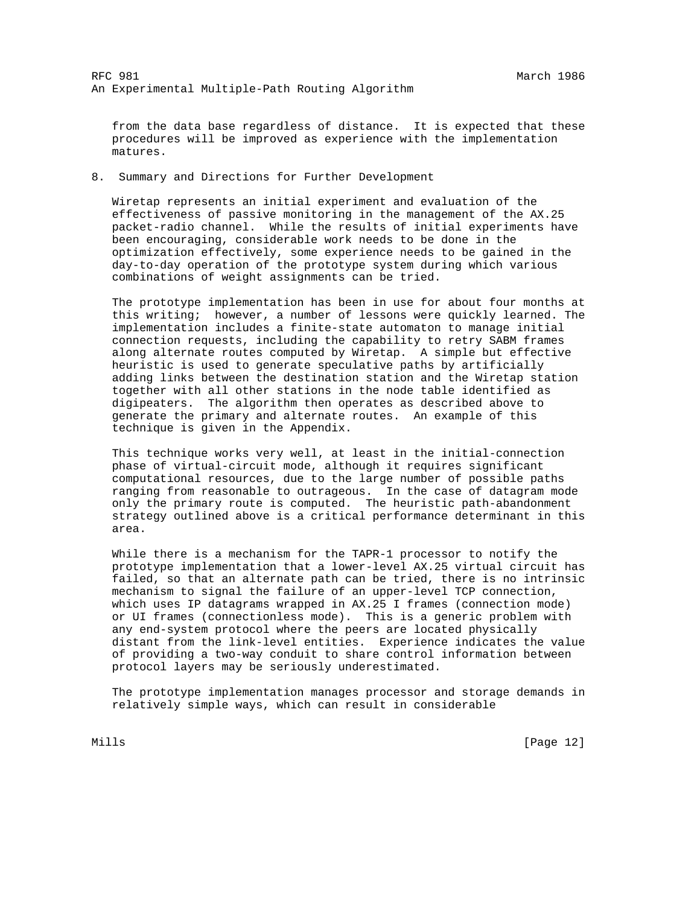from the data base regardless of distance. It is expected that these procedures will be improved as experience with the implementation matures.

## 8. Summary and Directions for Further Development

Wiretap represents an initial experiment and evaluation of the effectiveness of passive monitoring in the management of the AX.25 packet-radio channel. While the results of initial experiments have been encouraging, considerable work needs to be done in the optimization effectively, some experience needs to be gained in the day-to-day operation of the prototype system during which various combinations of weight assignments can be tried.

The prototype implementation has been in use for about four months at this writing; however, a number of lessons were quickly learned. The implementation includes a finite-state automaton to manage initial connection requests, including the capability to retry SABM frames along alternate routes computed by Wiretap. A simple but effective heuristic is used to generate speculative paths by artificially adding links between the destination station and the Wiretap station together with all other stations in the node table identified as digipeaters. The algorithm then operates as described above to generate the primary and alternate routes. An example of this technique is given in the Appendix.

This technique works very well, at least in the initial-connection phase of virtual-circuit mode, although it requires significant computational resources, due to the large number of possible paths ranging from reasonable to outrageous. In the case of datagram mode only the primary route is computed. The heuristic path-abandonment strategy outlined above is a critical performance determinant in this area.

While there is a mechanism for the TAPR-1 processor to notify the prototype implementation that a lower-level AX.25 virtual circuit has failed, so that an alternate path can be tried, there is no intrinsic mechanism to signal the failure of an upper-level TCP connection, which uses IP datagrams wrapped in AX.25 I frames (connection mode) or UI frames (connectionless mode). This is a generic problem with any end-system protocol where the peers are located physically distant from the link-level entities. Experience indicates the value of providing a two-way conduit to share control information between protocol layers may be seriously underestimated.

The prototype implementation manages processor and storage demands in relatively simple ways, which can result in considerable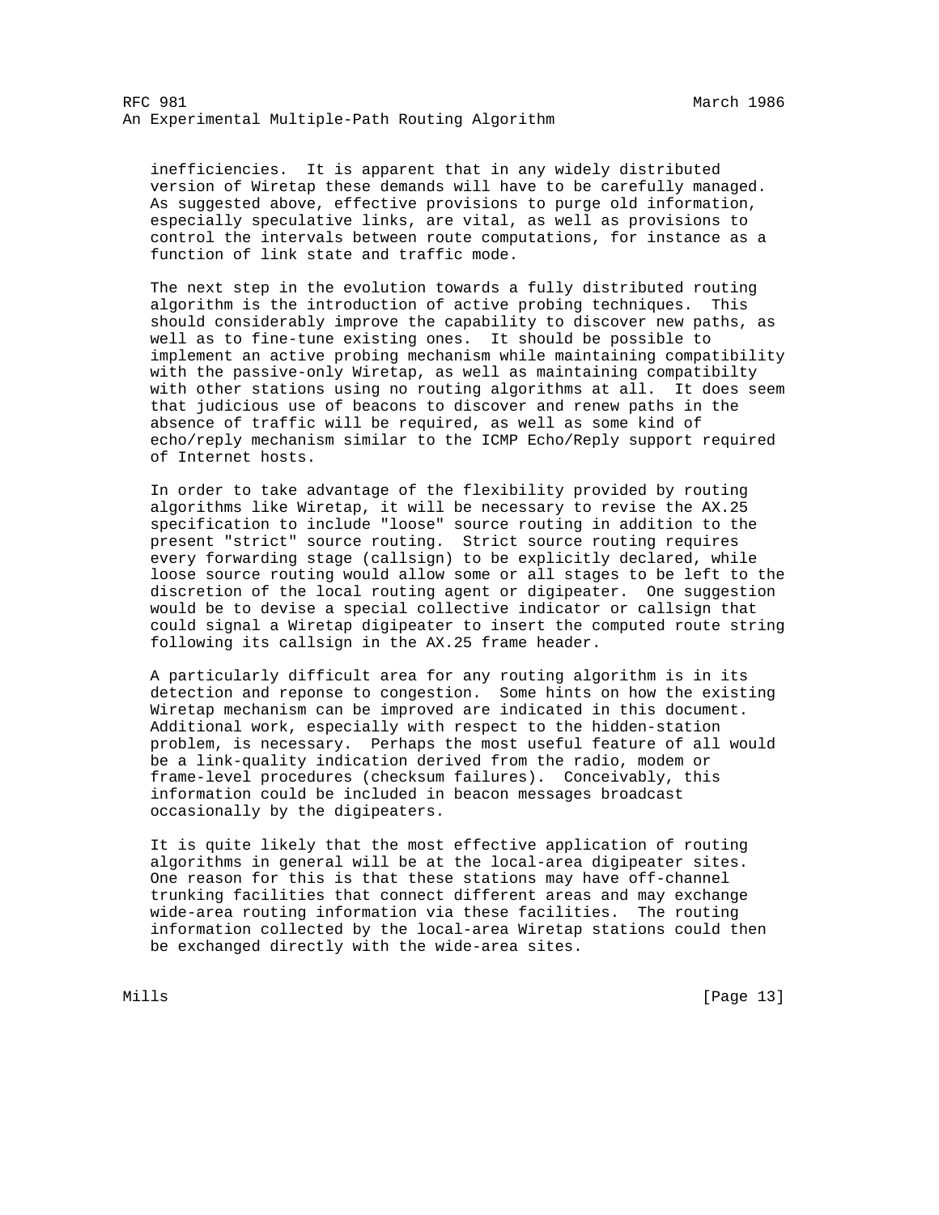inefficiencies. It is apparent that in any widely distributed version of Wiretap these demands will have to be carefully managed. As suggested above, effective provisions to purge old information, especially speculative links, are vital, as well as provisions to control the intervals between route computations, for instance as a function of link state and traffic mode.

The next step in the evolution towards a fully distributed routing algorithm is the introduction of active probing techniques. This should considerably improve the capability to discover new paths, as well as to fine-tune existing ones. It should be possible to implement an active probing mechanism while maintaining compatibility with the passive-only Wiretap, as well as maintaining compatibilty with other stations using no routing algorithms at all. It does seem that judicious use of beacons to discover and renew paths in the absence of traffic will be required, as well as some kind of echo/reply mechanism similar to the ICMP Echo/Reply support required of Internet hosts.

In order to take advantage of the flexibility provided by routing algorithms like Wiretap, it will be necessary to revise the AX.25 specification to include "loose" source routing in addition to the present "strict" source routing. Strict source routing requires every forwarding stage (callsign) to be explicitly declared, while loose source routing would allow some or all stages to be left to the discretion of the local routing agent or digipeater. One suggestion would be to devise a special collective indicator or callsign that could signal a Wiretap digipeater to insert the computed route string following its callsign in the AX.25 frame header.

A particularly difficult area for any routing algorithm is in its detection and reponse to congestion. Some hints on how the existing Wiretap mechanism can be improved are indicated in this document. Additional work, especially with respect to the hidden-station problem, is necessary. Perhaps the most useful feature of all would be a link-quality indication derived from the radio, modem or frame-level procedures (checksum failures). Conceivably, this information could be included in beacon messages broadcast occasionally by the digipeaters.

It is quite likely that the most effective application of routing algorithms in general will be at the local-area digipeater sites. One reason for this is that these stations may have off-channel trunking facilities that connect different areas and may exchange wide-area routing information via these facilities. The routing information collected by the local-area Wiretap stations could then be exchanged directly with the wide-area sites.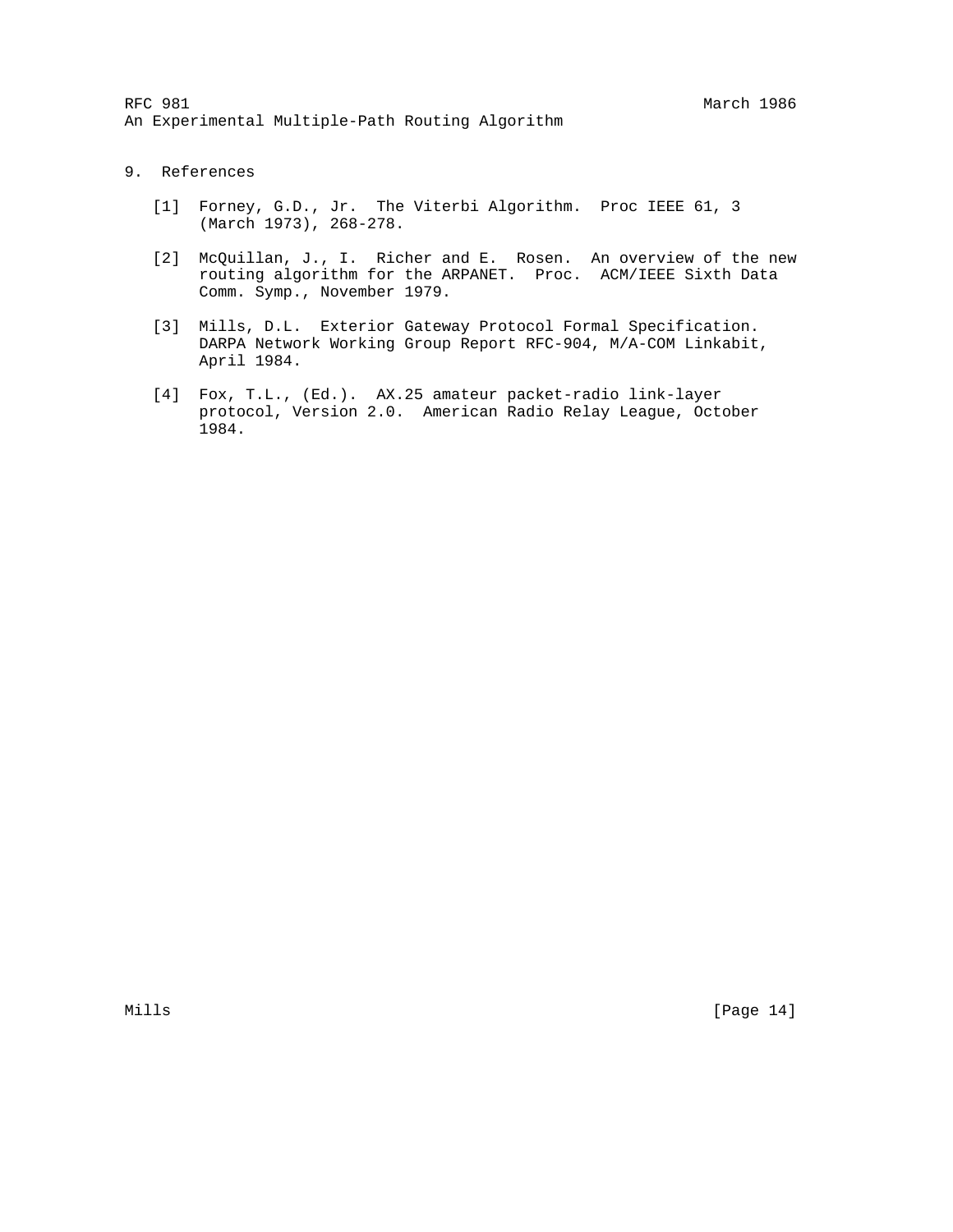## 9. References

[1] Forney, G.D., Jr. The Viterbi Algorithm. Proc IEEE 61, 3 (March 1973), 268-278.

[2] McQuillan, J., I. Richer and E. Rosen. An overview of the new routing algorithm for the ARPANET. Proc. ACM/IEEE Sixth Data Comm. Symp., November 1979.

[3] Mills, D.L. Exterior Gateway Protocol Formal Specification. DARPA Network Working Group Report RFC-904, M/A-COM Linkabit, April 1984.

[4] Fox, T.L., (Ed.). AX.25 amateur packet-radio link-layer protocol, Version 2.0. American Radio Relay League, October 1984.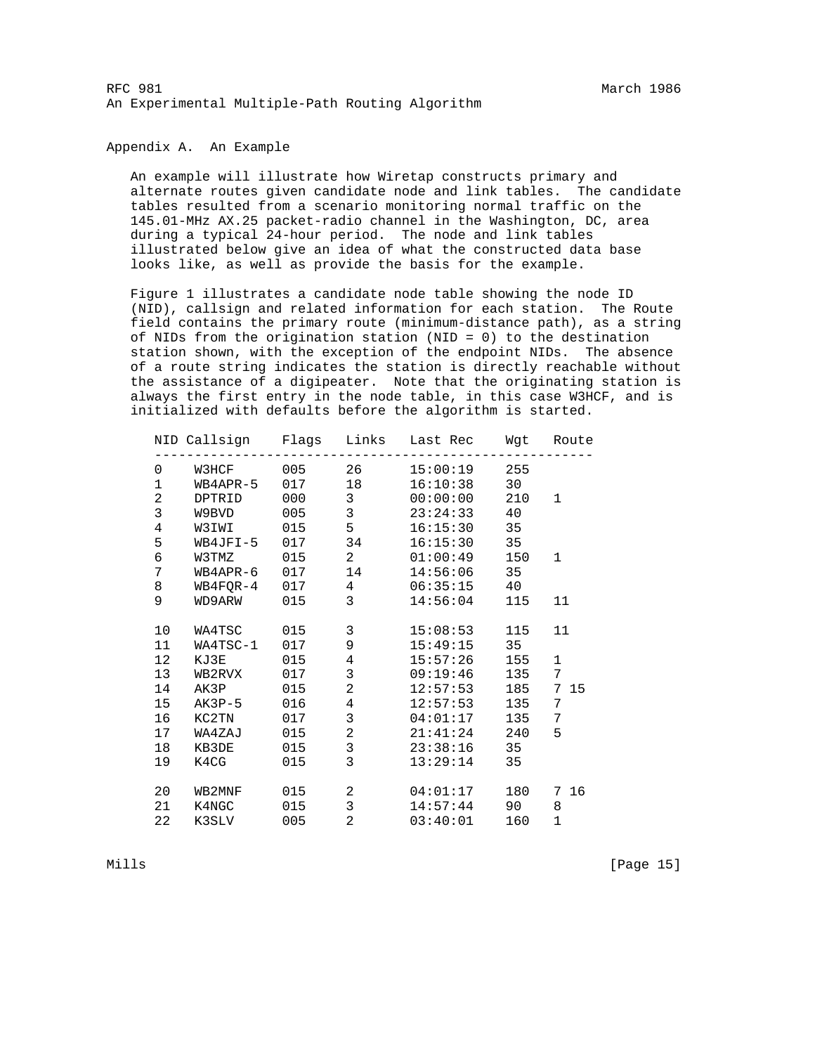## Appendix A. An Example

An example will illustrate how Wiretap constructs primary and alternate routes given candidate node and link tables. The candidate tables resulted from a scenario monitoring normal traffic on the 145.01-MHz AX.25 packet-radio channel in the Washington, DC, area during a typical 24-hour period. The node and link tables illustrated below give an idea of what the constructed data base looks like, as well as provide the basis for the example.

Figure 1 illustrates a candidate node table showing the node ID (NID), callsign and related information for each station. The Route field contains the primary route (minimum-distance path), as a string of NIDs from the origination station (NID = 0) to the destination station shown, with the exception of the endpoint NIDs. The absence of a route string indicates the station is directly reachable without the assistance of a digipeater. Note that the originating station is always the first entry in the node table, in this case W3HCF, and is initialized with defaults before the algorithm is started.

| NID | Callsign | Flags | Links | Last Rec | Wgt | Route |
|---|---|---|---|---|---|---|
| 0 | W3HCF | 005 | 26 | 15:00:19 | 255 | |
| 1 | WB4APR-5 | 017 | 18 | 16:10:38 | 30 | |
| 2 | DPTRID | 000 | 3 | 00:00:00 | 210 | 1 |
| 3 | W9BVD | 005 | 3 | 23:24:33 | 40 | |
| 4 | W3IWI | 015 | 5 | 16:15:30 | 35 | |
| 5 | WB4JFI-5 | 017 | 34 | 16:15:30 | 35 | |
| 6 | W3TMZ | 015 | 2 | 01:00:49 | 150 | 1 |
| 7 | WB4APR-6 | 017 | 14 | 14:56:06 | 35 | |
| 8 | WB4FQR-4 | 017 | 4 | 06:35:15 | 40 | |
| 9 | WD9ARW | 015 | 3 | 14:56:04 | 115 | 11 |
| 10 | WA4TSC | 015 | 3 | 15:08:53 | 115 | 11 |
| 11 | WA4TSC-1 | 017 | 9 | 15:49:15 | 35 | |
| 12 | KJ3E | 015 | 4 | 15:57:26 | 155 | 1 |
| 13 | WB2RVX | 017 | 3 | 09:19:46 | 135 | 7 |
| 14 | AK3P | 015 | 2 | 12:57:53 | 185 | 7 15 |
| 15 | AK3P-5 | 016 | 4 | 12:57:53 | 135 | 7 |
| 16 | KC2TN | 017 | 3 | 04:01:17 | 135 | 7 |
| 17 | WA4ZAJ | 015 | 2 | 21:41:24 | 240 | 5 |
| 18 | KB3DE | 015 | 3 | 23:38:16 | 35 | |
| 19 | K4CG | 015 | 3 | 13:29:14 | 35 | |
| 20 | WB2MNF | 015 | 2 | 04:01:17 | 180 | 7 16 |
| 21 | K4NGC | 015 | 3 | 14:57:44 | 90 | 8 |
| 22 | K3SLV | 005 | 2 | 03:40:01 | 160 | 1 |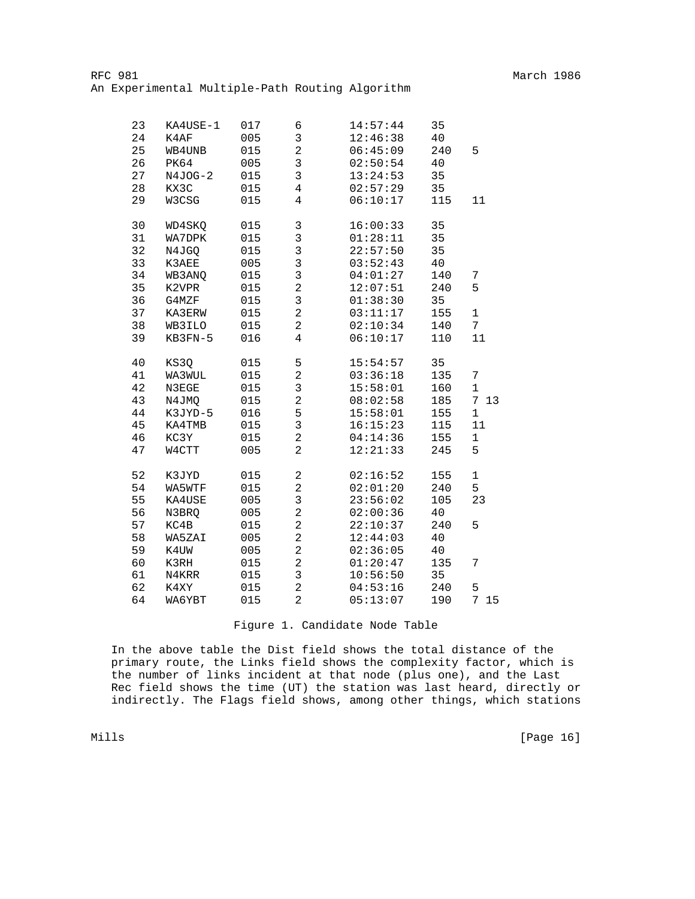| | | | | | | |
|---|---|---|---|---|---|---|
| 23 | KA4USE-1 | 017 | 6 | 14:57:44 | 35 | |
| 24 | K4AF | 005 | 3 | 12:46:38 | 40 | |
| 25 | WB4UNB | 015 | 2 | 06:45:09 | 240 | 5 |
| 26 | PK64 | 005 | 3 | 02:50:54 | 40 | |
| 27 | N4JOG-2 | 015 | 3 | 13:24:53 | 35 | |
| 28 | KX3C | 015 | 4 | 02:57:29 | 35 | |
| 29 | W3CSG | 015 | 4 | 06:10:17 | 115 | 11 |
| 30 | WD4SKQ | 015 | 3 | 16:00:33 | 35 | |
| 31 | WA7DPK | 015 | 3 | 01:28:11 | 35 | |
| 32 | N4JGQ | 015 | 3 | 22:57:50 | 35 | |
| 33 | K3AEE | 005 | 3 | 03:52:43 | 40 | |
| 34 | WB3ANQ | 015 | 3 | 04:01:27 | 140 | 7 |
| 35 | K2VPR | 015 | 2 | 12:07:51 | 240 | 5 |
| 36 | G4MZF | 015 | 3 | 01:38:30 | 35 | |
| 37 | KA3ERW | 015 | 2 | 03:11:17 | 155 | 1 |
| 38 | WB3ILO | 015 | 2 | 02:10:34 | 140 | 7 |
| 39 | KB3FN-5 | 016 | 4 | 06:10:17 | 110 | 11 |
| 40 | KS3Q | 015 | 5 | 15:54:57 | 35 | |
| 41 | WA3WUL | 015 | 2 | 03:36:18 | 135 | 7 |
| 42 | N3EGE | 015 | 3 | 15:58:01 | 160 | 1 |
| 43 | N4JMQ | 015 | 2 | 08:02:58 | 185 | 7 13 |
| 44 | K3JYD-5 | 016 | 5 | 15:58:01 | 155 | 1 |
| 45 | KA4TMB | 015 | 3 | 16:15:23 | 115 | 11 |
| 46 | KC3Y | 015 | 2 | 04:14:36 | 155 | 1 |
| 47 | W4CTT | 005 | 2 | 12:21:33 | 245 | 5 |
| 52 | K3JYD | 015 | 2 | 02:16:52 | 155 | 1 |
| 54 | WA5WTF | 015 | 2 | 02:01:20 | 240 | 5 |
| 55 | KA4USE | 005 | 3 | 23:56:02 | 105 | 23 |
| 56 | N3BRQ | 005 | 2 | 02:00:36 | 40 | |
| 57 | KC4B | 015 | 2 | 22:10:37 | 240 | 5 |
| 58 | WA5ZAI | 005 | 2 | 12:44:03 | 40 | |
| 59 | K4UW | 005 | 2 | 02:36:05 | 40 | |
| 60 | K3RH | 015 | 2 | 01:20:47 | 135 | 7 |
| 61 | N4KRR | 015 | 3 | 10:56:50 | 35 | |
| 62 | K4XY | 015 | 2 | 04:53:16 | 240 | 5 |
| 64 | WA6YBT | 015 | 2 | 05:13:07 | 190 | 7 15 |

Figure 1. Candidate Node Table

In the above table the Dist field shows the total distance of the primary route, the Links field shows the complexity factor, which is the number of links incident at that node (plus one), and the Last Rec field shows the time (UT) the station was last heard, directly or indirectly. The Flags field shows, among other things, which stations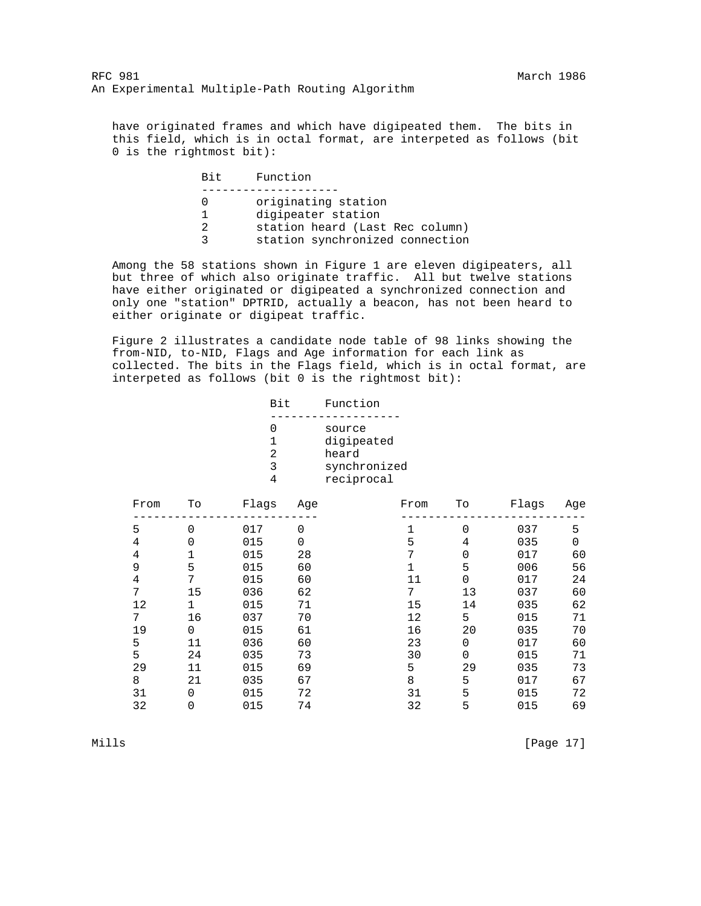have originated frames and which have digipeated them. The bits in this field, which is in octal format, are interpeted as follows (bit 0 is the rightmost bit):

| Bit | Function |
|---|---|
| 0 | originating station |
| 1 | digipeater station |
| 2 | station heard (Last Rec column) |
| 3 | station synchronized connection |

Among the 58 stations shown in Figure 1 are eleven digipeaters, all but three of which also originate traffic. All but twelve stations have either originated or digipeated a synchronized connection and only one "station" DPTRID, actually a beacon, has not been heard to either originate or digipeat traffic.

Figure 2 illustrates a candidate node table of 98 links showing the from-NID, to-NID, Flags and Age information for each link as collected. The bits in the Flags field, which is in octal format, are interpeted as follows (bit 0 is the rightmost bit):

| Bit | Function |
|---|---|
| 0 | source |
| 1 | digipeated |
| 2 | heard |
| 3 | synchronized |
| 4 | reciprocal |

| From | To | Flags | Age | From | To | Flags | Age |
|---|---|---|---|---|---|---|---|
| 5 | 0 | 017 | 0 | 1 | 0 | 037 | 5 |
| 4 | 0 | 015 | 0 | 5 | 4 | 035 | 0 |
| 4 | 1 | 015 | 28 | 7 | 0 | 017 | 60 |
| 9 | 5 | 015 | 60 | 1 | 5 | 006 | 56 |
| 4 | 7 | 015 | 60 | 11 | 0 | 017 | 24 |
| 7 | 15 | 036 | 62 | 7 | 13 | 037 | 60 |
| 12 | 1 | 015 | 71 | 15 | 14 | 035 | 62 |
| 7 | 16 | 037 | 70 | 12 | 5 | 015 | 71 |
| 19 | 0 | 015 | 61 | 16 | 20 | 035 | 70 |
| 5 | 11 | 036 | 60 | 23 | 0 | 017 | 60 |
| 5 | 24 | 035 | 73 | 30 | 0 | 015 | 71 |
| 29 | 11 | 015 | 69 | 5 | 29 | 035 | 73 |
| 8 | 21 | 035 | 67 | 8 | 5 | 017 | 67 |
| 31 | 0 | 015 | 72 | 31 | 5 | 015 | 72 |
| 32 | 0 | 015 | 74 | 32 | 5 | 015 | 69 |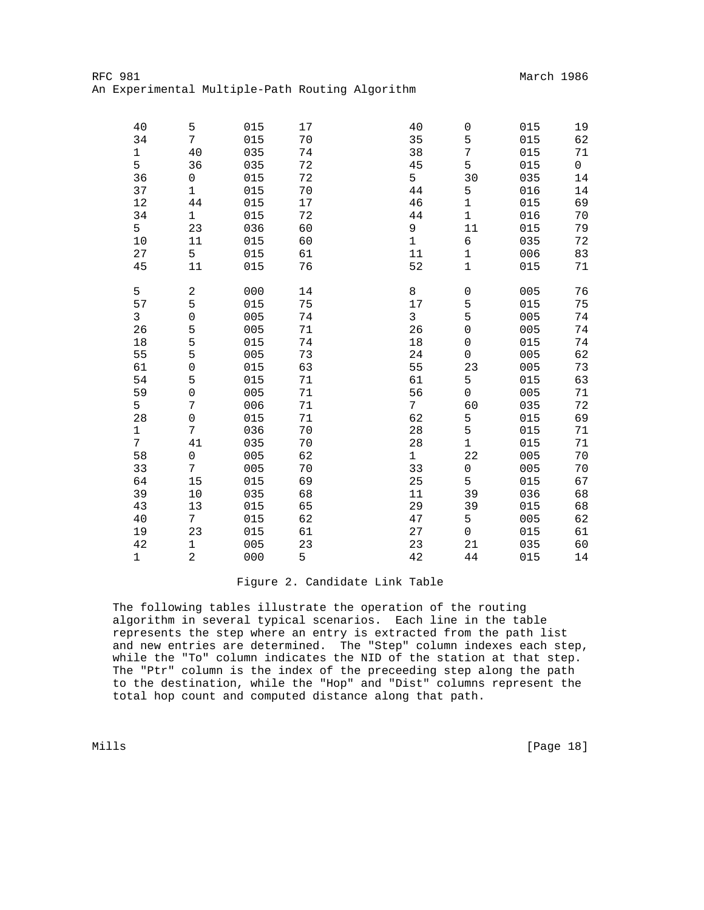| | | | | | | | |
|---|---|---|---|---|---|---|---|
| 40 | 5 | 015 | 17 | 40 | 0 | 015 | 19 |
| 34 | 7 | 015 | 70 | 35 | 5 | 015 | 62 |
| 1 | 40 | 035 | 74 | 38 | 7 | 015 | 71 |
| 5 | 36 | 035 | 72 | 45 | 5 | 015 | 0 |
| 36 | 0 | 015 | 72 | 5 | 30 | 035 | 14 |
| 37 | 1 | 015 | 70 | 44 | 5 | 016 | 14 |
| 12 | 44 | 015 | 17 | 46 | 1 | 015 | 69 |
| 34 | 1 | 015 | 72 | 44 | 1 | 016 | 70 |
| 5 | 23 | 036 | 60 | 9 | 11 | 015 | 79 |
| 10 | 11 | 015 | 60 | 1 | 6 | 035 | 72 |
| 27 | 5 | 015 | 61 | 11 | 1 | 006 | 83 |
| 45 | 11 | 015 | 76 | 52 | 1 | 015 | 71 |
| | | | | | | | |
| 5 | 2 | 000 | 14 | 8 | 0 | 005 | 76 |
| 57 | 5 | 015 | 75 | 17 | 5 | 015 | 75 |
| 3 | 0 | 005 | 74 | 3 | 5 | 005 | 74 |
| 26 | 5 | 005 | 71 | 26 | 0 | 005 | 74 |
| 18 | 5 | 015 | 74 | 18 | 0 | 015 | 74 |
| 55 | 5 | 005 | 73 | 24 | 0 | 005 | 62 |
| 61 | 0 | 015 | 63 | 55 | 23 | 005 | 73 |
| 54 | 5 | 015 | 71 | 61 | 5 | 015 | 63 |
| 59 | 0 | 005 | 71 | 56 | 0 | 005 | 71 |
| 5 | 7 | 006 | 71 | 7 | 60 | 035 | 72 |
| 28 | 0 | 015 | 71 | 62 | 5 | 015 | 69 |
| 1 | 7 | 036 | 70 | 28 | 5 | 015 | 71 |
| 7 | 41 | 035 | 70 | 28 | 1 | 015 | 71 |
| 58 | 0 | 005 | 62 | 1 | 22 | 005 | 70 |
| 33 | 7 | 005 | 70 | 33 | 0 | 005 | 70 |
| 64 | 15 | 015 | 69 | 25 | 5 | 015 | 67 |
| 39 | 10 | 035 | 68 | 11 | 39 | 036 | 68 |
| 43 | 13 | 015 | 65 | 29 | 39 | 015 | 68 |
| 40 | 7 | 015 | 62 | 47 | 5 | 005 | 62 |
| 19 | 23 | 015 | 61 | 27 | 0 | 015 | 61 |
| 42 | 1 | 005 | 23 | 23 | 21 | 035 | 60 |
| 1 | 2 | 000 | 5 | 42 | 44 | 015 | 14 |

Figure 2. Candidate Link Table

The following tables illustrate the operation of the routing algorithm in several typical scenarios. Each line in the table represents the step where an entry is extracted from the path list and new entries are determined. The "Step" column indexes each step, while the "To" column indicates the NID of the station at that step. The "Ptr" column is the index of the preceeding step along the path to the destination, while the "Hop" and "Dist" columns represent the total hop count and computed distance along that path.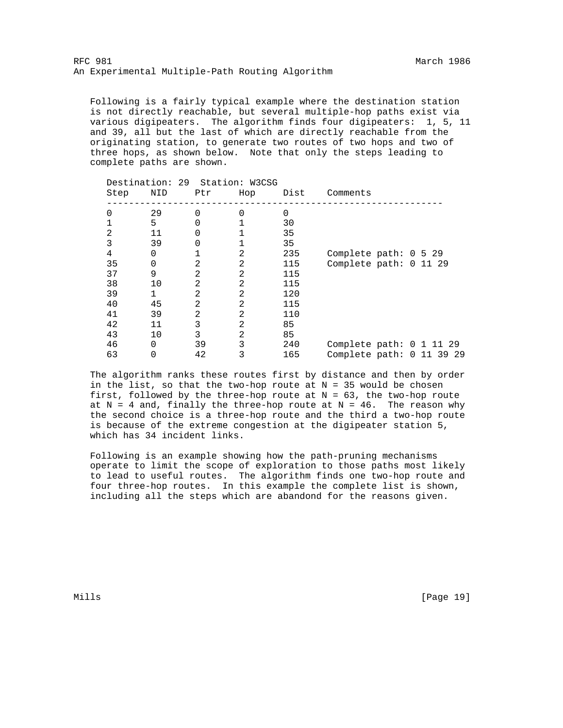Following is a fairly typical example where the destination station is not directly reachable, but several multiple-hop paths exist via various digipeaters. The algorithm finds four digipeaters: 1, 5, 11 and 39, all but the last of which are directly reachable from the originating station, to generate two routes of two hops and two of three hops, as shown below. Note that only the steps leading to complete paths are shown.

Destination: 29  Station: W3CSG

| Step | NID | Ptr | Hop | Dist | Comments |
|---|---|---|---|---|---|
| 0 | 29 | 0 | 0 | 0 | |
| 1 | 5 | 0 | 1 | 30 | |
| 2 | 11 | 0 | 1 | 35 | |
| 3 | 39 | 0 | 1 | 35 | |
| 4 | 0 | 1 | 2 | 235 | Complete path: 0 5 29 |
| 35 | 0 | 2 | 2 | 115 | Complete path: 0 11 29 |
| 37 | 9 | 2 | 2 | 115 | |
| 38 | 10 | 2 | 2 | 115 | |
| 39 | 1 | 2 | 2 | 120 | |
| 40 | 45 | 2 | 2 | 115 | |
| 41 | 39 | 2 | 2 | 110 | |
| 42 | 11 | 3 | 2 | 85 | |
| 43 | 10 | 3 | 2 | 85 | |
| 46 | 0 | 39 | 3 | 240 | Complete path: 0 1 11 29 |
| 63 | 0 | 42 | 3 | 165 | Complete path: 0 11 39 29 |

The algorithm ranks these routes first by distance and then by order in the list, so that the two-hop route at N = 35 would be chosen first, followed by the three-hop route at N = 63, the two-hop route at N = 4 and, finally the three-hop route at N = 46. The reason why the second choice is a three-hop route and the third a two-hop route is because of the extreme congestion at the digipeater station 5, which has 34 incident links.

Following is an example showing how the path-pruning mechanisms operate to limit the scope of exploration to those paths most likely to lead to useful routes. The algorithm finds one two-hop route and four three-hop routes. In this example the complete list is shown, including all the steps which are abandond for the reasons given.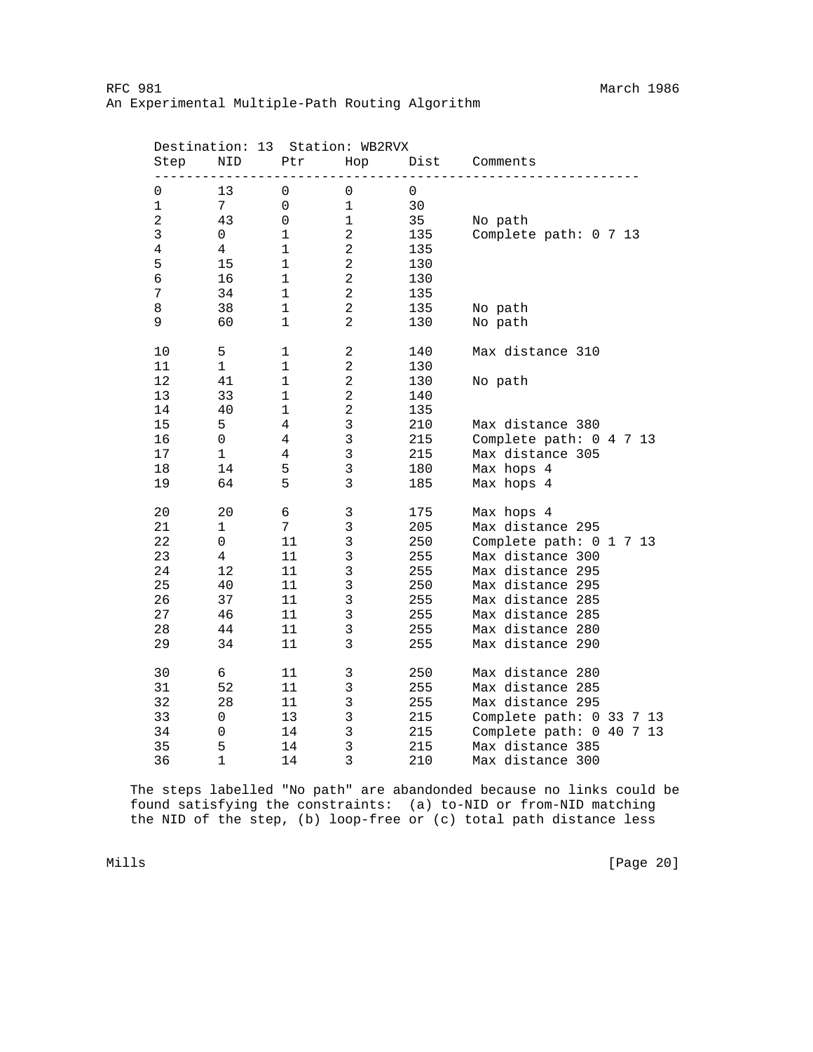Destination: 13 Station: WB2RVX

| Step | NID | Ptr | Hop | Dist | Comments |
|---|---|---|---|---|---|
| 0 | 13 | 0 | 0 | 0 | |
| 1 | 7 | 0 | 1 | 30 | |
| 2 | 43 | 0 | 1 | 35 | No path |
| 3 | 0 | 1 | 2 | 135 | Complete path: 0 7 13 |
| 4 | 4 | 1 | 2 | 135 | |
| 5 | 15 | 1 | 2 | 130 | |
| 6 | 16 | 1 | 2 | 130 | |
| 7 | 34 | 1 | 2 | 135 | |
| 8 | 38 | 1 | 2 | 135 | No path |
| 9 | 60 | 1 | 2 | 130 | No path |
| 10 | 5 | 1 | 2 | 140 | Max distance 310 |
| 11 | 1 | 1 | 2 | 130 | |
| 12 | 41 | 1 | 2 | 130 | No path |
| 13 | 33 | 1 | 2 | 140 | |
| 14 | 40 | 1 | 2 | 135 | |
| 15 | 5 | 4 | 3 | 210 | Max distance 380 |
| 16 | 0 | 4 | 3 | 215 | Complete path: 0 4 7 13 |
| 17 | 1 | 4 | 3 | 215 | Max distance 305 |
| 18 | 14 | 5 | 3 | 180 | Max hops 4 |
| 19 | 64 | 5 | 3 | 185 | Max hops 4 |
| 20 | 20 | 6 | 3 | 175 | Max hops 4 |
| 21 | 1 | 7 | 3 | 205 | Max distance 295 |
| 22 | 0 | 11 | 3 | 250 | Complete path: 0 1 7 13 |
| 23 | 4 | 11 | 3 | 255 | Max distance 300 |
| 24 | 12 | 11 | 3 | 255 | Max distance 295 |
| 25 | 40 | 11 | 3 | 250 | Max distance 295 |
| 26 | 37 | 11 | 3 | 255 | Max distance 285 |
| 27 | 46 | 11 | 3 | 255 | Max distance 285 |
| 28 | 44 | 11 | 3 | 255 | Max distance 280 |
| 29 | 34 | 11 | 3 | 255 | Max distance 290 |
| 30 | 6 | 11 | 3 | 250 | Max distance 280 |
| 31 | 52 | 11 | 3 | 255 | Max distance 285 |
| 32 | 28 | 11 | 3 | 255 | Max distance 295 |
| 33 | 0 | 13 | 3 | 215 | Complete path: 0 33 7 13 |
| 34 | 0 | 14 | 3 | 215 | Complete path: 0 40 7 13 |
| 35 | 5 | 14 | 3 | 215 | Max distance 385 |
| 36 | 1 | 14 | 3 | 210 | Max distance 300 |

The steps labelled "No path" are abandonded because no links could be found satisfying the constraints: (a) to-NID or from-NID matching the NID of the step, (b) loop-free or (c) total path distance less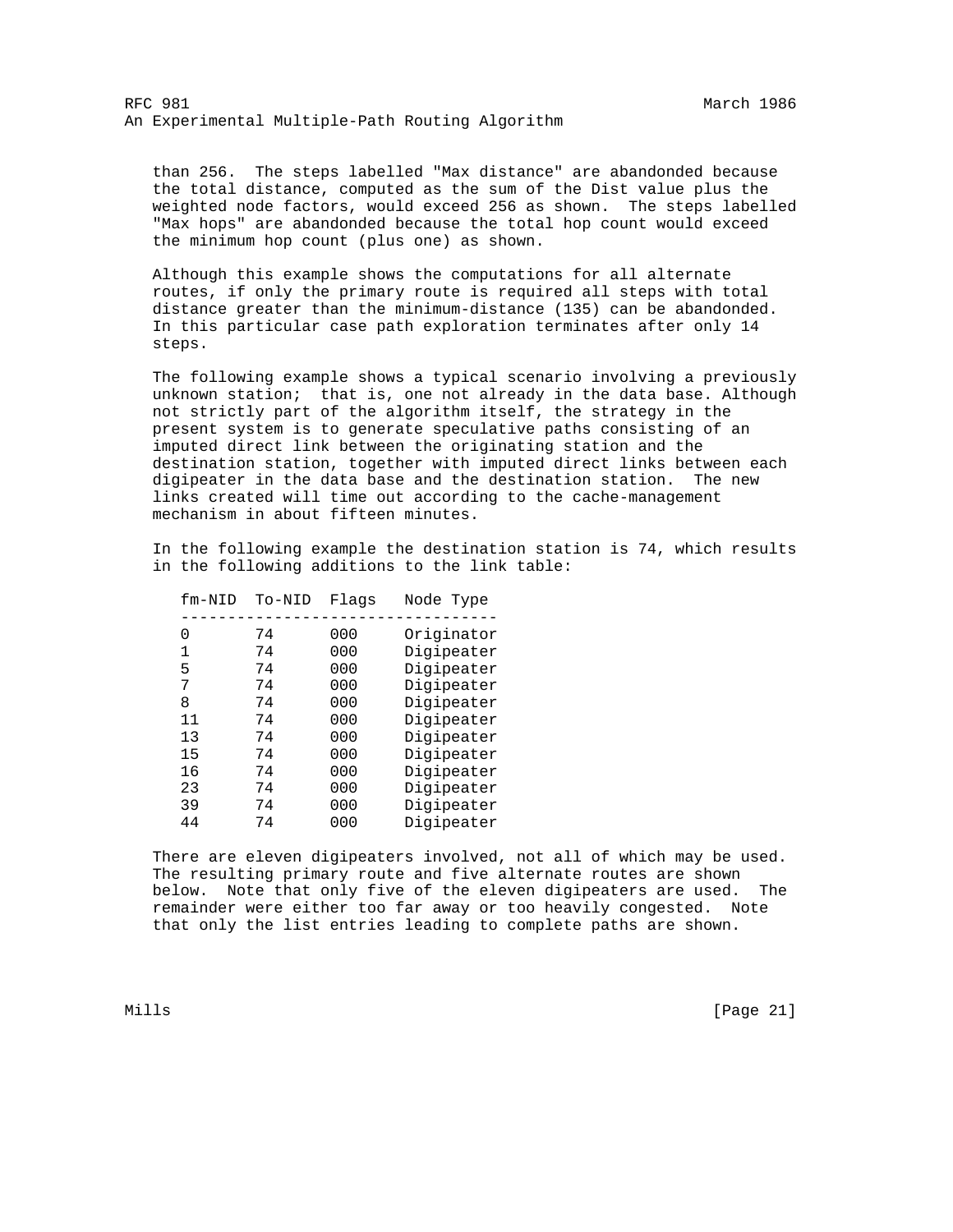than 256. The steps labelled "Max distance" are abandonded because the total distance, computed as the sum of the Dist value plus the weighted node factors, would exceed 256 as shown. The steps labelled "Max hops" are abandonded because the total hop count would exceed the minimum hop count (plus one) as shown.

Although this example shows the computations for all alternate routes, if only the primary route is required all steps with total distance greater than the minimum-distance (135) can be abandonded. In this particular case path exploration terminates after only 14 steps.

The following example shows a typical scenario involving a previously unknown station; that is, one not already in the data base. Although not strictly part of the algorithm itself, the strategy in the present system is to generate speculative paths consisting of an imputed direct link between the originating station and the destination station, together with imputed direct links between each digipeater in the data base and the destination station. The new links created will time out according to the cache-management mechanism in about fifteen minutes.

In the following example the destination station is 74, which results in the following additions to the link table:

| fm-NID | To-NID | Flags | Node Type |
|---|---|---|---|
| 0 | 74 | 000 | Originator |
| 1 | 74 | 000 | Digipeater |
| 5 | 74 | 000 | Digipeater |
| 7 | 74 | 000 | Digipeater |
| 8 | 74 | 000 | Digipeater |
| 11 | 74 | 000 | Digipeater |
| 13 | 74 | 000 | Digipeater |
| 15 | 74 | 000 | Digipeater |
| 16 | 74 | 000 | Digipeater |
| 23 | 74 | 000 | Digipeater |
| 39 | 74 | 000 | Digipeater |
| 44 | 74 | 000 | Digipeater |

There are eleven digipeaters involved, not all of which may be used. The resulting primary route and five alternate routes are shown below. Note that only five of the eleven digipeaters are used. The remainder were either too far away or too heavily congested. Note that only the list entries leading to complete paths are shown.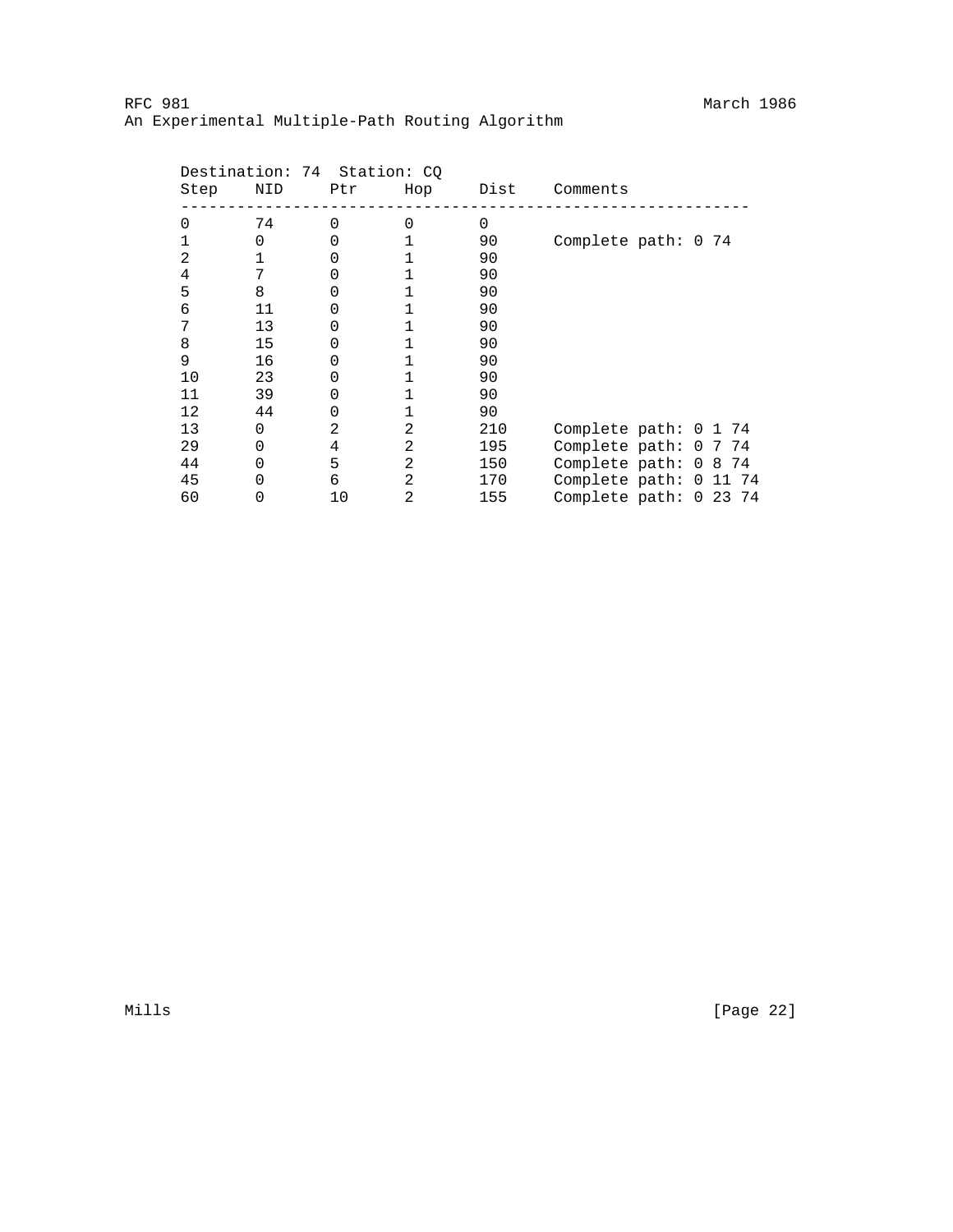Destination: 74  Station: CQ

| Step | NID | Ptr | Hop | Dist | Comments |
|---|---|---|---|---|---|
| 0 | 74 | 0 | 0 | 0 | |
| 1 | 0 | 0 | 1 | 90 | Complete path: 0 74 |
| 2 | 1 | 0 | 1 | 90 | |
| 4 | 7 | 0 | 1 | 90 | |
| 5 | 8 | 0 | 1 | 90 | |
| 6 | 11 | 0 | 1 | 90 | |
| 7 | 13 | 0 | 1 | 90 | |
| 8 | 15 | 0 | 1 | 90 | |
| 9 | 16 | 0 | 1 | 90 | |
| 10 | 23 | 0 | 1 | 90 | |
| 11 | 39 | 0 | 1 | 90 | |
| 12 | 44 | 0 | 1 | 90 | |
| 13 | 0 | 2 | 2 | 210 | Complete path: 0 1 74 |
| 29 | 0 | 4 | 2 | 195 | Complete path: 0 7 74 |
| 44 | 0 | 5 | 2 | 150 | Complete path: 0 8 74 |
| 45 | 0 | 6 | 2 | 170 | Complete path: 0 11 74 |
| 60 | 0 | 10 | 2 | 155 | Complete path: 0 23 74 |